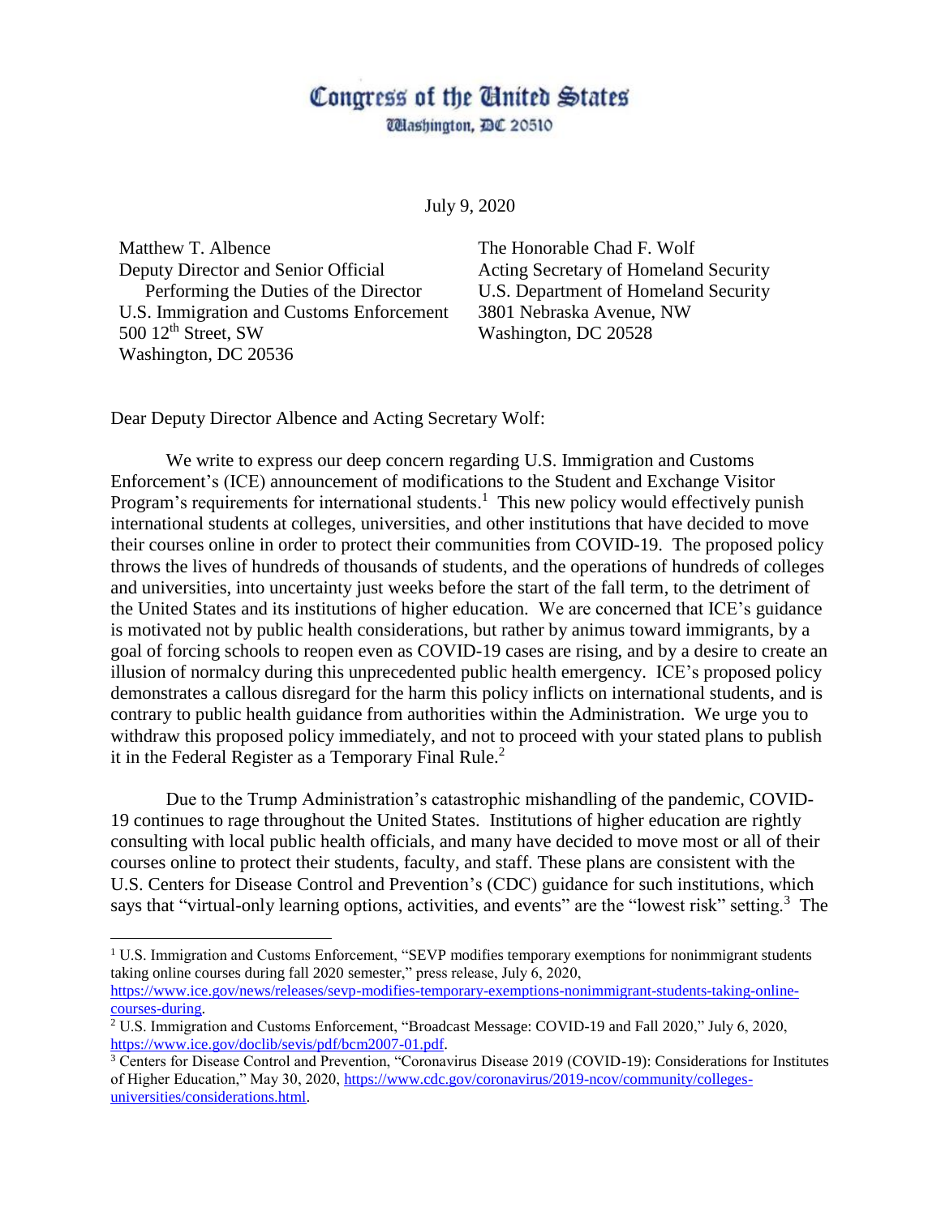# Congress of the United States

Washington, DC 20510

July 9, 2020

Matthew T. Albence
Deputy Director and Senior Official
Performing the Duties of the Director
U.S. Immigration and Customs Enforcement
500 12th Street, SW
Washington, DC 20536

The Honorable Chad F. Wolf
Acting Secretary of Homeland Security
U.S. Department of Homeland Security
3801 Nebraska Avenue, NW
Washington, DC 20528

Dear Deputy Director Albence and Acting Secretary Wolf:

We write to express our deep concern regarding U.S. Immigration and Customs Enforcement's (ICE) announcement of modifications to the Student and Exchange Visitor Program's requirements for international students.[1] This new policy would effectively punish international students at colleges, universities, and other institutions that have decided to move their courses online in order to protect their communities from COVID-19. The proposed policy throws the lives of hundreds of thousands of students, and the operations of hundreds of colleges and universities, into uncertainty just weeks before the start of the fall term, to the detriment of the United States and its institutions of higher education. We are concerned that ICE's guidance is motivated not by public health considerations, but rather by animus toward immigrants, by a goal of forcing schools to reopen even as COVID-19 cases are rising, and by a desire to create an illusion of normalcy during this unprecedented public health emergency. ICE's proposed policy demonstrates a callous disregard for the harm this policy inflicts on international students, and is contrary to public health guidance from authorities within the Administration. We urge you to withdraw this proposed policy immediately, and not to proceed with your stated plans to publish it in the Federal Register as a Temporary Final Rule.[2]

Due to the Trump Administration's catastrophic mishandling of the pandemic, COVID-19 continues to rage throughout the United States. Institutions of higher education are rightly consulting with local public health officials, and many have decided to move most or all of their courses online to protect their students, faculty, and staff. These plans are consistent with the U.S. Centers for Disease Control and Prevention's (CDC) guidance for such institutions, which says that "virtual-only learning options, activities, and events" are the "lowest risk" setting.[3] The

---

[1] U.S. Immigration and Customs Enforcement, "SEVP modifies temporary exemptions for nonimmigrant students taking online courses during fall 2020 semester," press release, July 6, 2020, https://www.ice.gov/news/releases/sevp-modifies-temporary-exemptions-nonimmigrant-students-taking-online-courses-during.

[2] U.S. Immigration and Customs Enforcement, "Broadcast Message: COVID-19 and Fall 2020," July 6, 2020, https://www.ice.gov/doclib/sevis/pdf/bcm2007-01.pdf.

[3] Centers for Disease Control and Prevention, "Coronavirus Disease 2019 (COVID-19): Considerations for Institutes of Higher Education," May 30, 2020, https://www.cdc.gov/coronavirus/2019-ncov/community/colleges-universities/considerations.html.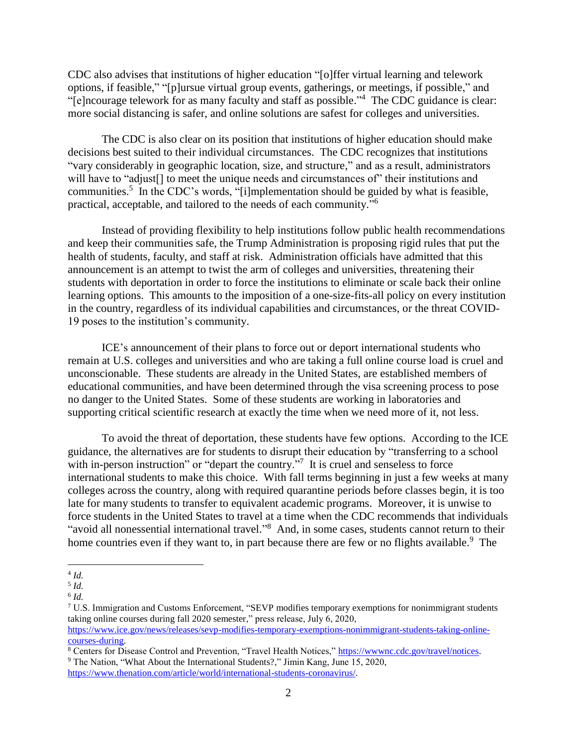CDC also advises that institutions of higher education "[o]ffer virtual learning and telework options, if feasible," "[p]ursue virtual group events, gatherings, or meetings, if possible," and "[e]ncourage telework for as many faculty and staff as possible."[4] The CDC guidance is clear: more social distancing is safer, and online solutions are safest for colleges and universities.

The CDC is also clear on its position that institutions of higher education should make decisions best suited to their individual circumstances. The CDC recognizes that institutions "vary considerably in geographic location, size, and structure," and as a result, administrators will have to "adjust[] to meet the unique needs and circumstances of" their institutions and communities.[5] In the CDC's words, "[i]mplementation should be guided by what is feasible, practical, acceptable, and tailored to the needs of each community."[6]

Instead of providing flexibility to help institutions follow public health recommendations and keep their communities safe, the Trump Administration is proposing rigid rules that put the health of students, faculty, and staff at risk. Administration officials have admitted that this announcement is an attempt to twist the arm of colleges and universities, threatening their students with deportation in order to force the institutions to eliminate or scale back their online learning options. This amounts to the imposition of a one-size-fits-all policy on every institution in the country, regardless of its individual capabilities and circumstances, or the threat COVID-19 poses to the institution's community.

ICE's announcement of their plans to force out or deport international students who remain at U.S. colleges and universities and who are taking a full online course load is cruel and unconscionable. These students are already in the United States, are established members of educational communities, and have been determined through the visa screening process to pose no danger to the United States. Some of these students are working in laboratories and supporting critical scientific research at exactly the time when we need more of it, not less.

To avoid the threat of deportation, these students have few options. According to the ICE guidance, the alternatives are for students to disrupt their education by "transferring to a school with in-person instruction" or "depart the country."[7] It is cruel and senseless to force international students to make this choice. With fall terms beginning in just a few weeks at many colleges across the country, along with required quarantine periods before classes begin, it is too late for many students to transfer to equivalent academic programs. Moreover, it is unwise to force students in the United States to travel at a time when the CDC recommends that individuals "avoid all nonessential international travel."[8] And, in some cases, students cannot return to their home countries even if they want to, in part because there are few or no flights available.[9] The

---

[4] *Id.*

[5] *Id.*

[6] *Id.*

[7] U.S. Immigration and Customs Enforcement, "SEVP modifies temporary exemptions for nonimmigrant students taking online courses during fall 2020 semester," press release, July 6, 2020, https://www.ice.gov/news/releases/sevp-modifies-temporary-exemptions-nonimmigrant-students-taking-online-courses-during.

[8] Centers for Disease Control and Prevention, "Travel Health Notices," https://wwwnc.cdc.gov/travel/notices.

[9] The Nation, "What About the International Students?," Jimin Kang, June 15, 2020, https://www.thenation.com/article/world/international-students-coronavirus/.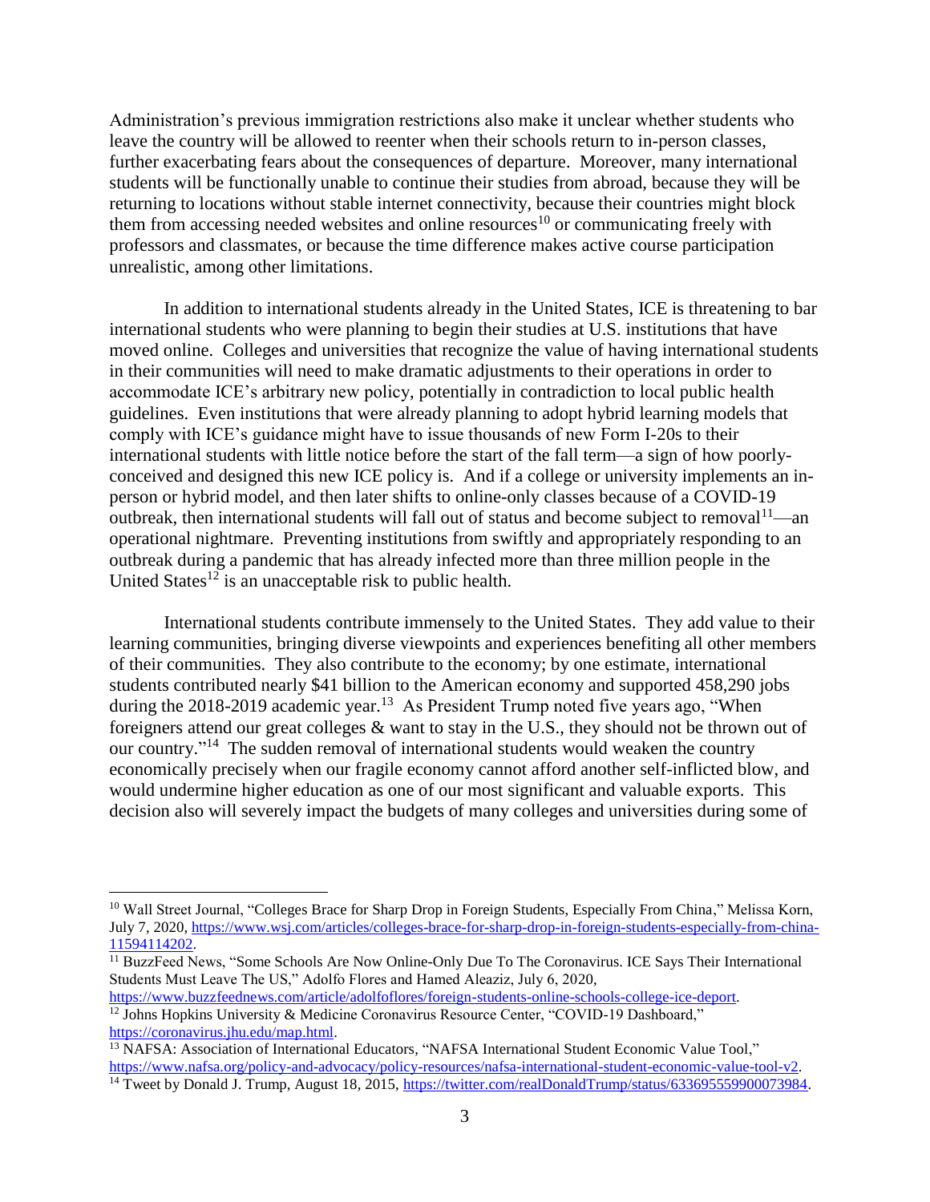Administration's previous immigration restrictions also make it unclear whether students who leave the country will be allowed to reenter when their schools return to in-person classes, further exacerbating fears about the consequences of departure. Moreover, many international students will be functionally unable to continue their studies from abroad, because they will be returning to locations without stable internet connectivity, because their countries might block them from accessing needed websites and online resources[10] or communicating freely with professors and classmates, or because the time difference makes active course participation unrealistic, among other limitations.

In addition to international students already in the United States, ICE is threatening to bar international students who were planning to begin their studies at U.S. institutions that have moved online. Colleges and universities that recognize the value of having international students in their communities will need to make dramatic adjustments to their operations in order to accommodate ICE's arbitrary new policy, potentially in contradiction to local public health guidelines. Even institutions that were already planning to adopt hybrid learning models that comply with ICE's guidance might have to issue thousands of new Form I-20s to their international students with little notice before the start of the fall term—a sign of how poorly-conceived and designed this new ICE policy is. And if a college or university implements an in-person or hybrid model, and then later shifts to online-only classes because of a COVID-19 outbreak, then international students will fall out of status and become subject to removal[11]—an operational nightmare. Preventing institutions from swiftly and appropriately responding to an outbreak during a pandemic that has already infected more than three million people in the United States[12] is an unacceptable risk to public health.

International students contribute immensely to the United States. They add value to their learning communities, bringing diverse viewpoints and experiences benefiting all other members of their communities. They also contribute to the economy; by one estimate, international students contributed nearly $41 billion to the American economy and supported 458,290 jobs during the 2018-2019 academic year.[13] As President Trump noted five years ago, "When foreigners attend our great colleges & want to stay in the U.S., they should not be thrown out of our country."[14] The sudden removal of international students would weaken the country economically precisely when our fragile economy cannot afford another self-inflicted blow, and would undermine higher education as one of our most significant and valuable exports. This decision also will severely impact the budgets of many colleges and universities during some of

---

[10] Wall Street Journal, "Colleges Brace for Sharp Drop in Foreign Students, Especially From China," Melissa Korn, July 7, 2020, https://www.wsj.com/articles/colleges-brace-for-sharp-drop-in-foreign-students-especially-from-china-11594114202.

[11] BuzzFeed News, "Some Schools Are Now Online-Only Due To The Coronavirus. ICE Says Their International Students Must Leave The US," Adolfo Flores and Hamed Aleaziz, July 6, 2020, https://www.buzzfeednews.com/article/adolfoflores/foreign-students-online-schools-college-ice-deport.

[12] Johns Hopkins University & Medicine Coronavirus Resource Center, "COVID-19 Dashboard," https://coronavirus.jhu.edu/map.html.

[13] NAFSA: Association of International Educators, "NAFSA International Student Economic Value Tool," https://www.nafsa.org/policy-and-advocacy/policy-resources/nafsa-international-student-economic-value-tool-v2.

[14] Tweet by Donald J. Trump, August 18, 2015, https://twitter.com/realDonaldTrump/status/633695559900073984.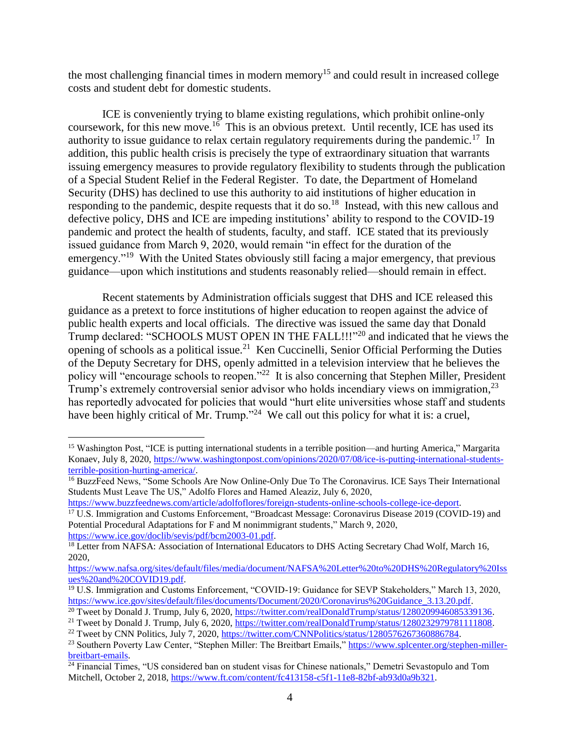the most challenging financial times in modern memory[15] and could result in increased college costs and student debt for domestic students.

ICE is conveniently trying to blame existing regulations, which prohibit online-only coursework, for this new move.[16] This is an obvious pretext. Until recently, ICE has used its authority to issue guidance to relax certain regulatory requirements during the pandemic.[17] In addition, this public health crisis is precisely the type of extraordinary situation that warrants issuing emergency measures to provide regulatory flexibility to students through the publication of a Special Student Relief in the Federal Register. To date, the Department of Homeland Security (DHS) has declined to use this authority to aid institutions of higher education in responding to the pandemic, despite requests that it do so.[18] Instead, with this new callous and defective policy, DHS and ICE are impeding institutions' ability to respond to the COVID-19 pandemic and protect the health of students, faculty, and staff. ICE stated that its previously issued guidance from March 9, 2020, would remain "in effect for the duration of the emergency."[19] With the United States obviously still facing a major emergency, that previous guidance—upon which institutions and students reasonably relied—should remain in effect.

Recent statements by Administration officials suggest that DHS and ICE released this guidance as a pretext to force institutions of higher education to reopen against the advice of public health experts and local officials. The directive was issued the same day that Donald Trump declared: "SCHOOLS MUST OPEN IN THE FALL!!!"[20] and indicated that he views the opening of schools as a political issue.[21] Ken Cuccinelli, Senior Official Performing the Duties of the Deputy Secretary for DHS, openly admitted in a television interview that he believes the policy will "encourage schools to reopen."[22] It is also concerning that Stephen Miller, President Trump's extremely controversial senior advisor who holds incendiary views on immigration,[23] has reportedly advocated for policies that would "hurt elite universities whose staff and students have been highly critical of Mr. Trump."[24] We call out this policy for what it is: a cruel,

---

[15] Washington Post, "ICE is putting international students in a terrible position—and hurting America," Margarita Konaev, July 8, 2020, https://www.washingtonpost.com/opinions/2020/07/08/ice-is-putting-international-students-terrible-position-hurting-america/.

[16] BuzzFeed News, "Some Schools Are Now Online-Only Due To The Coronavirus. ICE Says Their International Students Must Leave The US," Adolfo Flores and Hamed Aleaziz, July 6, 2020, https://www.buzzfeednews.com/article/adolfoflores/foreign-students-online-schools-college-ice-deport.

[17] U.S. Immigration and Customs Enforcement, "Broadcast Message: Coronavirus Disease 2019 (COVID-19) and Potential Procedural Adaptations for F and M nonimmigrant students," March 9, 2020, https://www.ice.gov/doclib/sevis/pdf/bcm2003-01.pdf.

[18] Letter from NAFSA: Association of International Educators to DHS Acting Secretary Chad Wolf, March 16, 2020, https://www.nafsa.org/sites/default/files/media/document/NAFSA%20Letter%20to%20DHS%20Regulatory%20Issues%20and%20COVID19.pdf.

[19] U.S. Immigration and Customs Enforcement, "COVID-19: Guidance for SEVP Stakeholders," March 13, 2020, https://www.ice.gov/sites/default/files/documents/Document/2020/Coronavirus%20Guidance_3.13.20.pdf.

[20] Tweet by Donald J. Trump, July 6, 2020, https://twitter.com/realDonaldTrump/status/1280209946085339136.

[21] Tweet by Donald J. Trump, July 6, 2020, https://twitter.com/realDonaldTrump/status/1280232979781111808.

[22] Tweet by CNN Politics, July 7, 2020, https://twitter.com/CNNPolitics/status/1280576267360886784.

[23] Southern Poverty Law Center, "Stephen Miller: The Breitbart Emails," https://www.splcenter.org/stephen-miller-breitbart-emails.

[24] Financial Times, "US considered ban on student visas for Chinese nationals," Demetri Sevastopulo and Tom Mitchell, October 2, 2018, https://www.ft.com/content/fc413158-c5f1-11e8-82bf-ab93d0a9b321.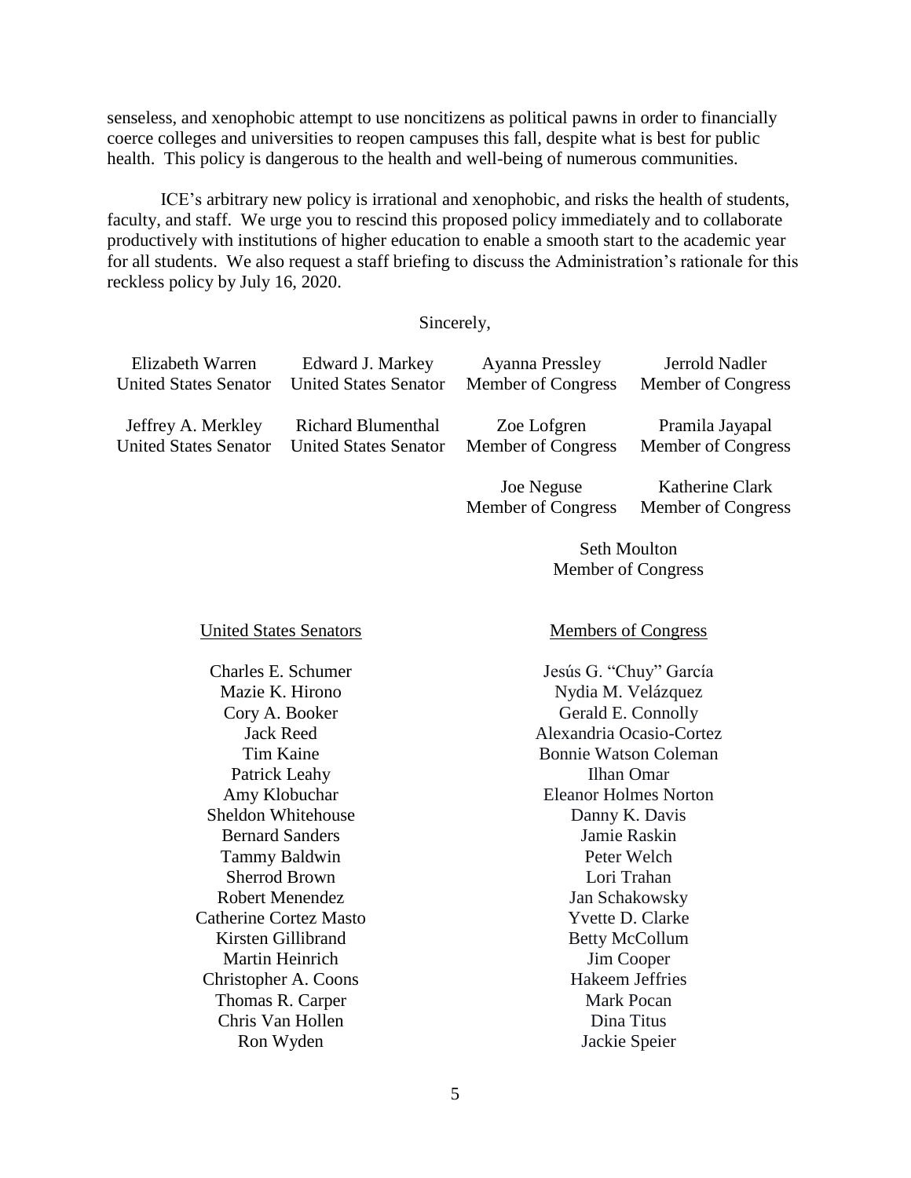senseless, and xenophobic attempt to use noncitizens as political pawns in order to financially coerce colleges and universities to reopen campuses this fall, despite what is best for public health. This policy is dangerous to the health and well-being of numerous communities.

ICE's arbitrary new policy is irrational and xenophobic, and risks the health of students, faculty, and staff. We urge you to rescind this proposed policy immediately and to collaborate productively with institutions of higher education to enable a smooth start to the academic year for all students. We also request a staff briefing to discuss the Administration's rationale for this reckless policy by July 16, 2020.

Sincerely,

| | | | |
|---|---|---|---|
| Elizabeth Warren<br>United States Senator | Edward J. Markey<br>United States Senator | Ayanna Pressley<br>Member of Congress | Jerrold Nadler<br>Member of Congress |
| Jeffrey A. Merkley<br>United States Senator | Richard Blumenthal<br>United States Senator | Zoe Lofgren<br>Member of Congress | Pramila Jayapal<br>Member of Congress |
| | | Joe Neguse<br>Member of Congress | Katherine Clark<br>Member of Congress |

Seth Moulton
Member of Congress

United States Senators

Charles E. Schumer
Mazie K. Hirono
Cory A. Booker
Jack Reed
Tim Kaine
Patrick Leahy
Amy Klobuchar
Sheldon Whitehouse
Bernard Sanders
Tammy Baldwin
Sherrod Brown
Robert Menendez
Catherine Cortez Masto
Kirsten Gillibrand
Martin Heinrich
Christopher A. Coons
Thomas R. Carper
Chris Van Hollen
Ron Wyden

Members of Congress

Jesús G. "Chuy" García
Nydia M. Velázquez
Gerald E. Connolly
Alexandria Ocasio-Cortez
Bonnie Watson Coleman
Ilhan Omar
Eleanor Holmes Norton
Danny K. Davis
Jamie Raskin
Peter Welch
Lori Trahan
Jan Schakowsky
Yvette D. Clarke
Betty McCollum
Jim Cooper
Hakeem Jeffries
Mark Pocan
Dina Titus
Jackie Speier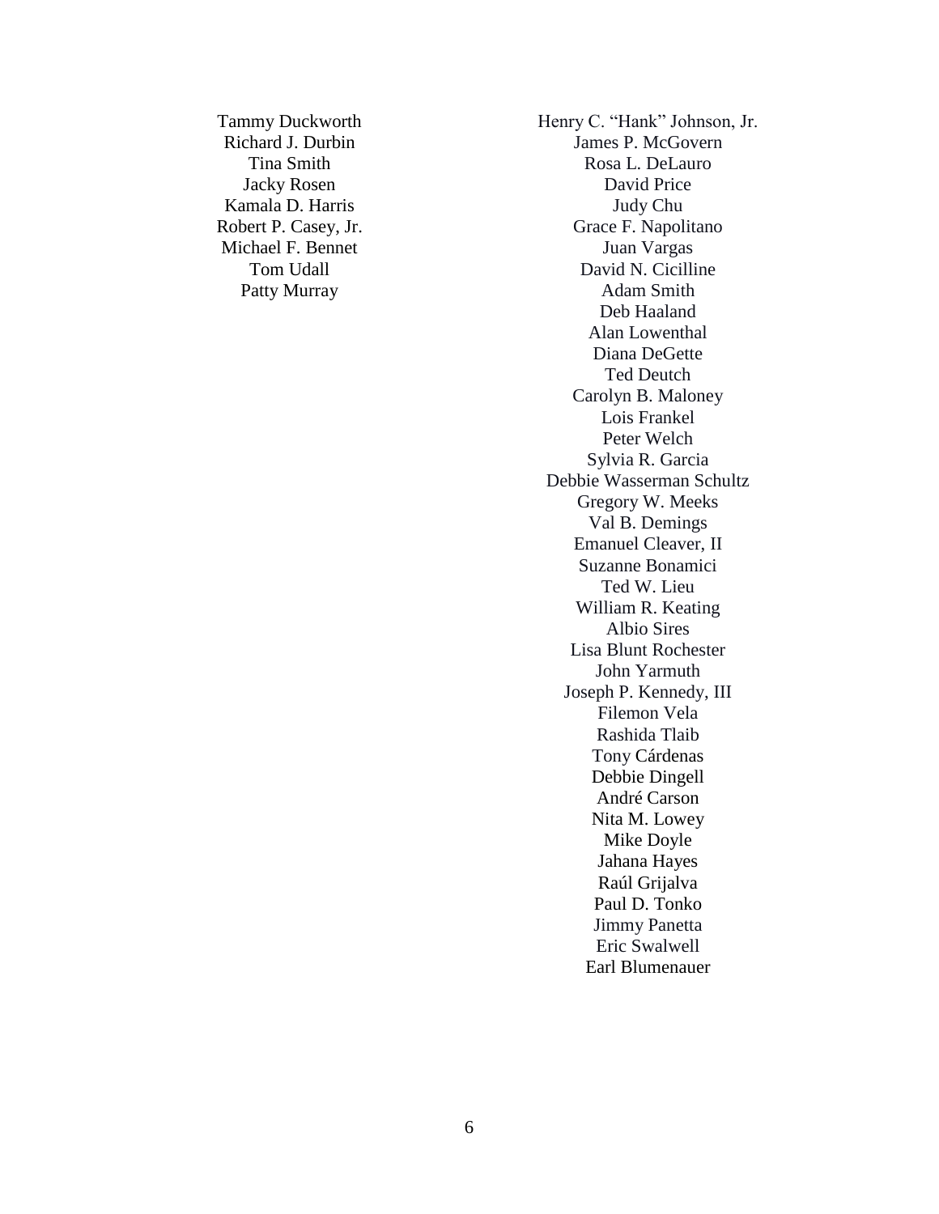Tammy Duckworth
Richard J. Durbin
Tina Smith
Jacky Rosen
Kamala D. Harris
Robert P. Casey, Jr.
Michael F. Bennet
Tom Udall
Patty Murray

Henry C. "Hank" Johnson, Jr.
James P. McGovern
Rosa L. DeLauro
David Price
Judy Chu
Grace F. Napolitano
Juan Vargas
David N. Cicilline
Adam Smith
Deb Haaland
Alan Lowenthal
Diana DeGette
Ted Deutch
Carolyn B. Maloney
Lois Frankel
Peter Welch
Sylvia R. Garcia
Debbie Wasserman Schultz
Gregory W. Meeks
Val B. Demings
Emanuel Cleaver, II
Suzanne Bonamici
Ted W. Lieu
William R. Keating
Albio Sires
Lisa Blunt Rochester
John Yarmuth
Joseph P. Kennedy, III
Filemon Vela
Rashida Tlaib
Tony Cárdenas
Debbie Dingell
André Carson
Nita M. Lowey
Mike Doyle
Jahana Hayes
Raúl Grijalva
Paul D. Tonko
Jimmy Panetta
Eric Swalwell
Earl Blumenauer